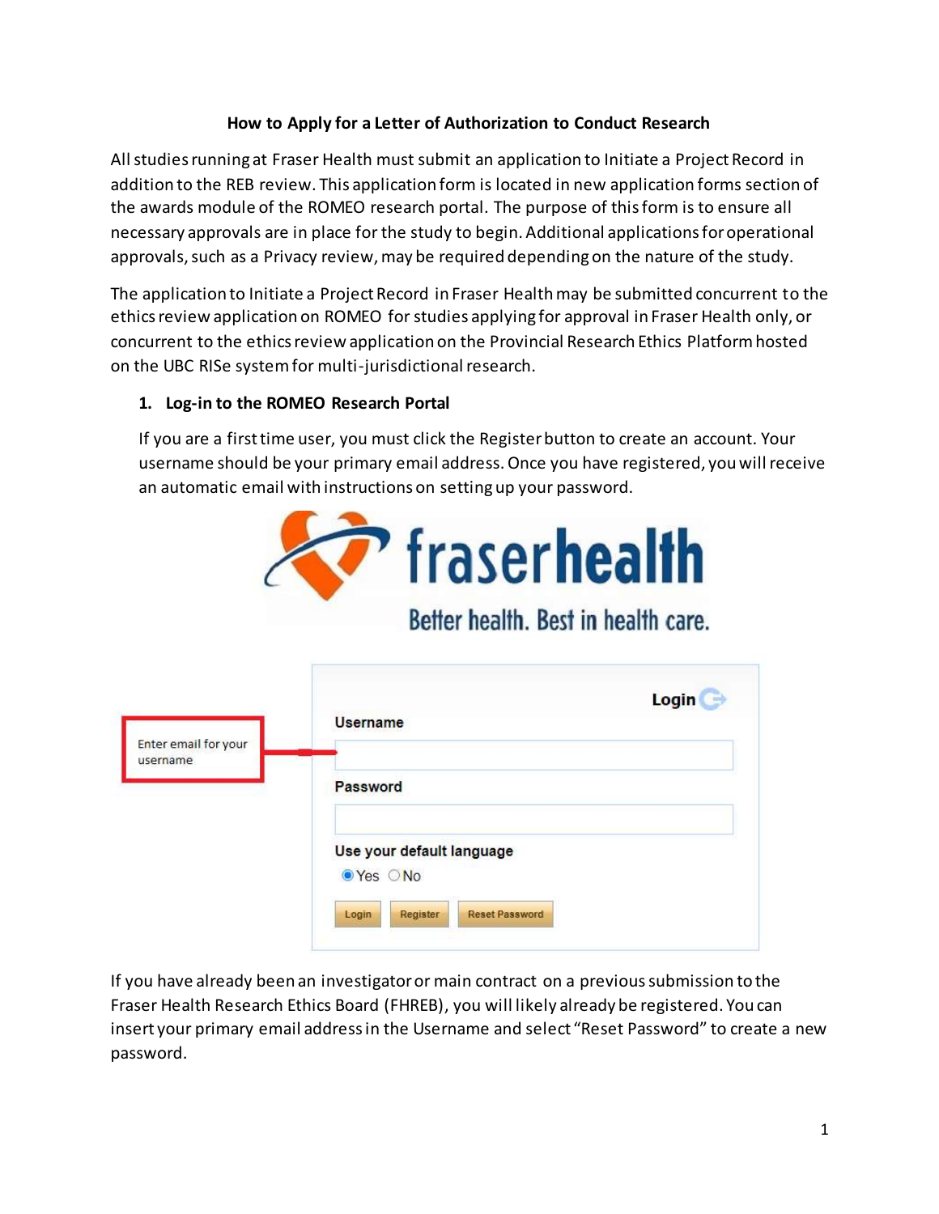**How to Apply for a Letter of Authorization to Conduct Research**

All studies running at Fraser Health must submit an application to Initiate a Project Record in addition to the REB review. This application form is located in new application forms section of the awards module of the ROMEO research portal. The purpose of this form is to ensure all necessary approvals are in place for the study to begin. Additional applications for operational approvals, such as a Privacy review, may be required depending on the nature of the study.

The application to Initiate a Project Record in Fraser Health may be submitted concurrent to the ethics review application on ROMEO for studies applying for approval in Fraser Health only, or concurrent to the ethics review application on the Provincial Research Ethics Platform hosted on the UBC RISe system for multi-jurisdictional research.

1. **Log-in to the ROMEO Research Portal**

   If you are a first time user, you must click the Register button to create an account. Your username should be your primary email address. Once you have registered, you will receive an automatic email with instructions on setting up your password.

If you have already been an investigator or main contract on a previous submission to the Fraser Health Research Ethics Board (FHREB), you will likely already be registered. You can insert your primary email address in the Username and select "Reset Password" to create a new password.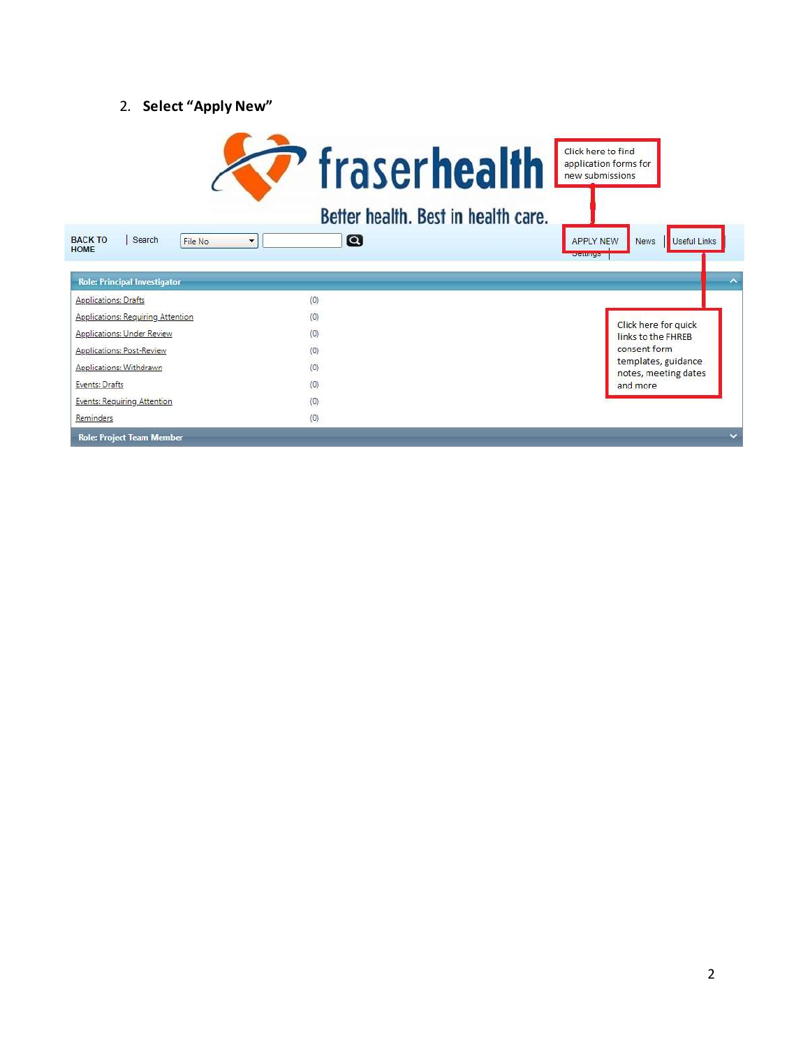2. **Select "Apply New"**

Click here to find application forms for new submissions

BACK TO HOME | Search File No

APPLY NEW | News | Useful Links

Settings

**Role: Principal Investigator**

| | |
|---|---|
| Applications: Drafts | (0) |
| Applications: Requiring Attention | (0) |
| Applications: Under Review | (0) |
| Applications: Post-Review | (0) |
| Applications: Withdrawn | (0) |
| Events: Drafts | (0) |
| Events: Requiring Attention | (0) |
| Reminders | (0) |

Click here for quick links to the FHREB consent form templates, guidance notes, meeting dates and more

**Role: Project Team Member**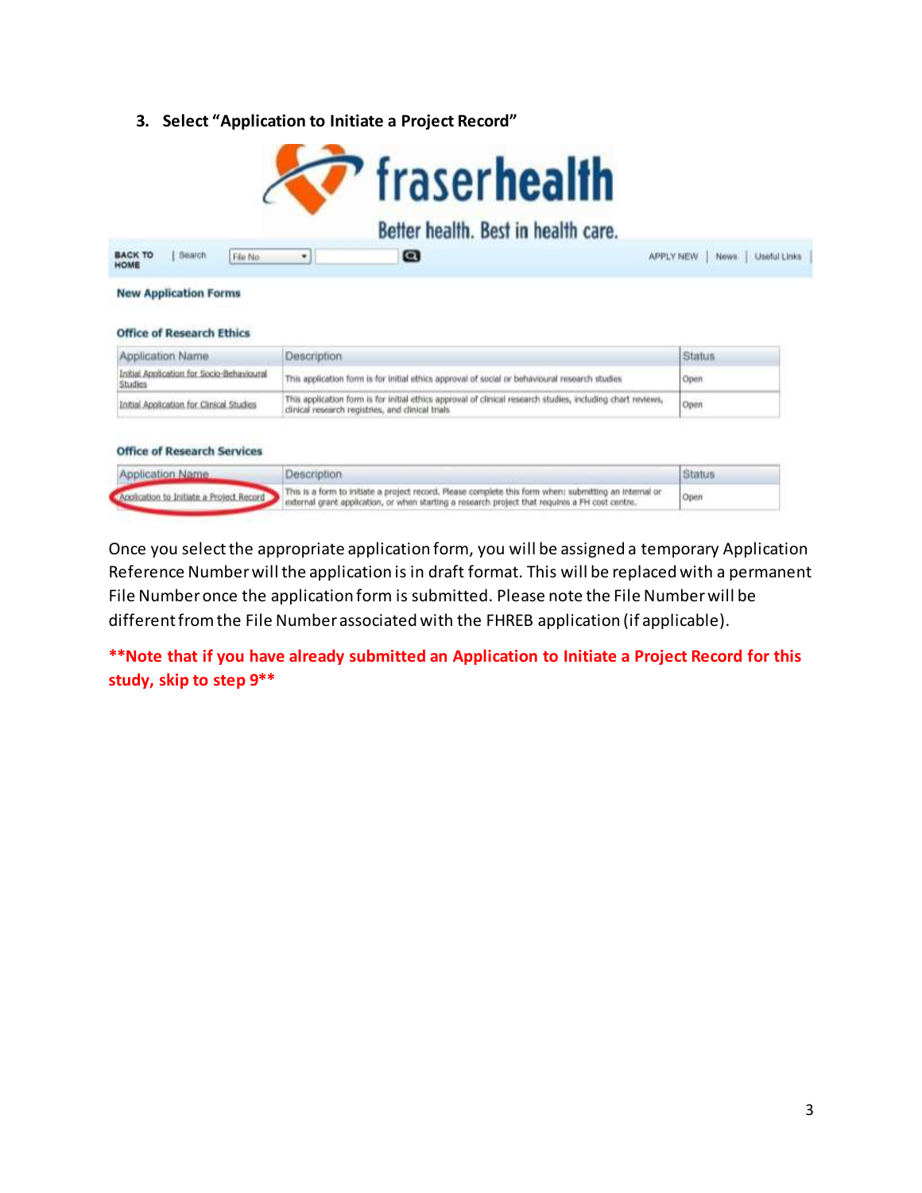3. **Select "Application to Initiate a Project Record"**

fraserhealth

Better health. Best in health care.

BACK TO HOME | Search | File No | APPLY NEW | News | Useful Links |

**New Application Forms**

**Office of Research Ethics**

| Application Name | Description | Status |
|---|---|---|
| Initial Application for Socio-Behavioural Studies | This application form is for initial ethics approval of social or behavioural research studies | Open |
| Initial Application for Clinical Studies | This application form is for initial ethics approval of clinical research studies, including chart reviews, clinical research registries, and clinical trials | Open |

**Office of Research Services**

| Application Name | Description | Status |
|---|---|---|
| Application to Initiate a Project Record | This is a form to initiate a project record. Please complete this form when: submitting an internal or external grant application, or when starting a research project that requires a FH cost centre. | Open |

Once you select the appropriate application form, you will be assigned a temporary Application Reference Number will the application is in draft format. This will be replaced with a permanent File Number once the application form is submitted. Please note the File Number will be different from the File Number associated with the FHREB application (if applicable).

**\*\*Note that if you have already submitted an Application to Initiate a Project Record for this study, skip to step 9\*\***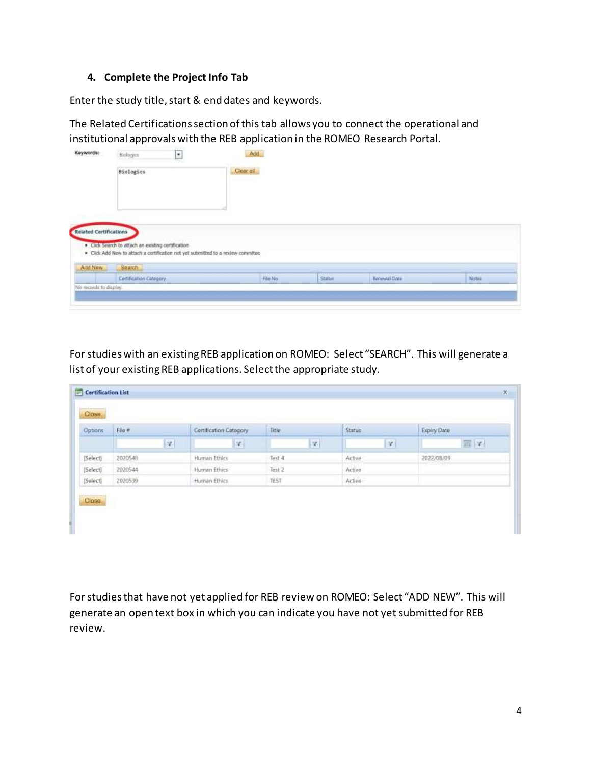### 4. Complete the Project Info Tab

Enter the study title, start & end dates and keywords.

The Related Certifications section of this tab allows you to connect the operational and institutional approvals with the REB application in the ROMEO Research Portal.

For studies with an existing REB application on ROMEO: Select "SEARCH". This will generate a list of your existing REB applications. Select the appropriate study.

For studies that have not yet applied for REB review on ROMEO: Select "ADD NEW". This will generate an open text box in which you can indicate you have not yet submitted for REB review.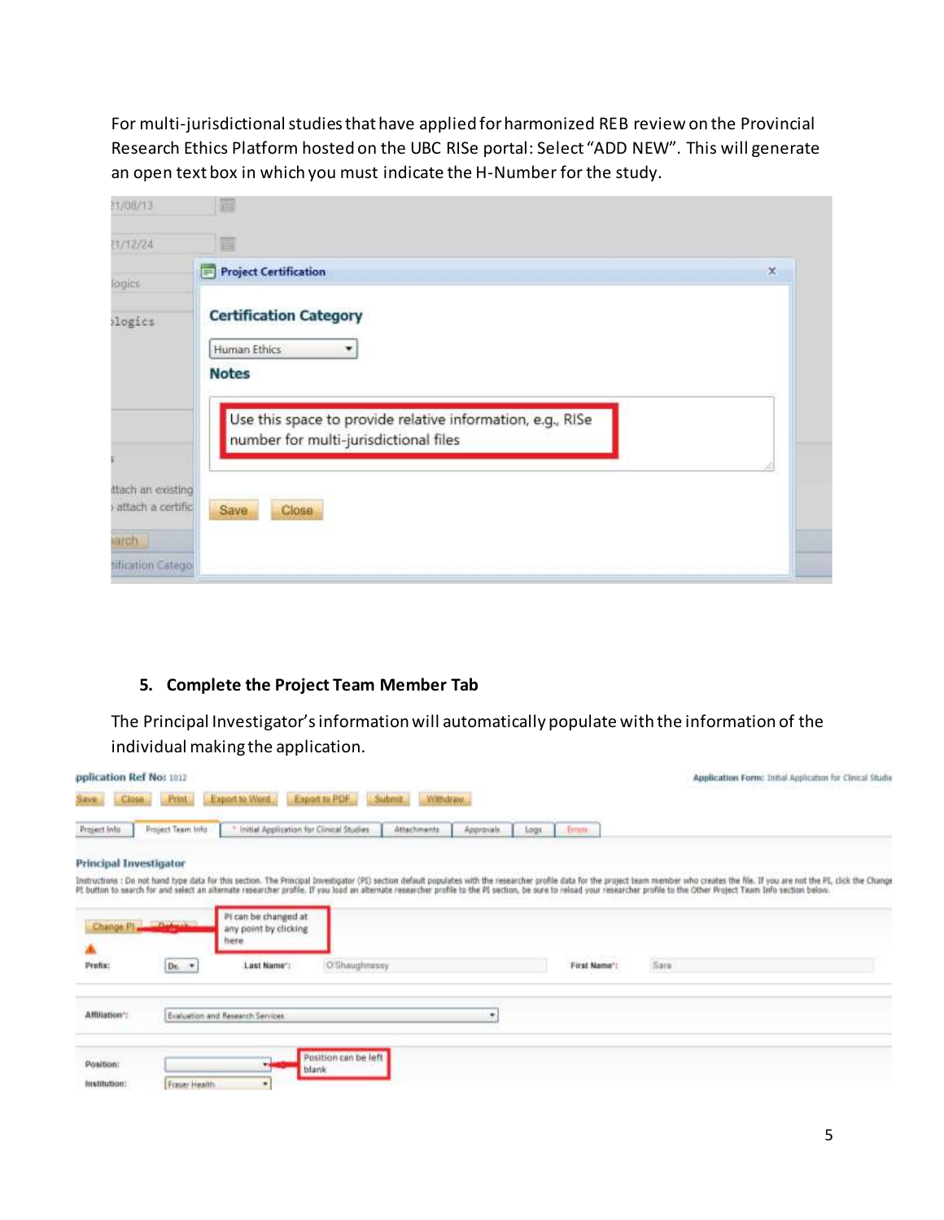For multi-jurisdictional studies that have applied for harmonized REB review on the Provincial Research Ethics Platform hosted on the UBC RISe portal: Select "ADD NEW". This will generate an open text box in which you must indicate the H-Number for the study.

## 5. Complete the Project Team Member Tab

The Principal Investigator's information will automatically populate with the information of the individual making the application.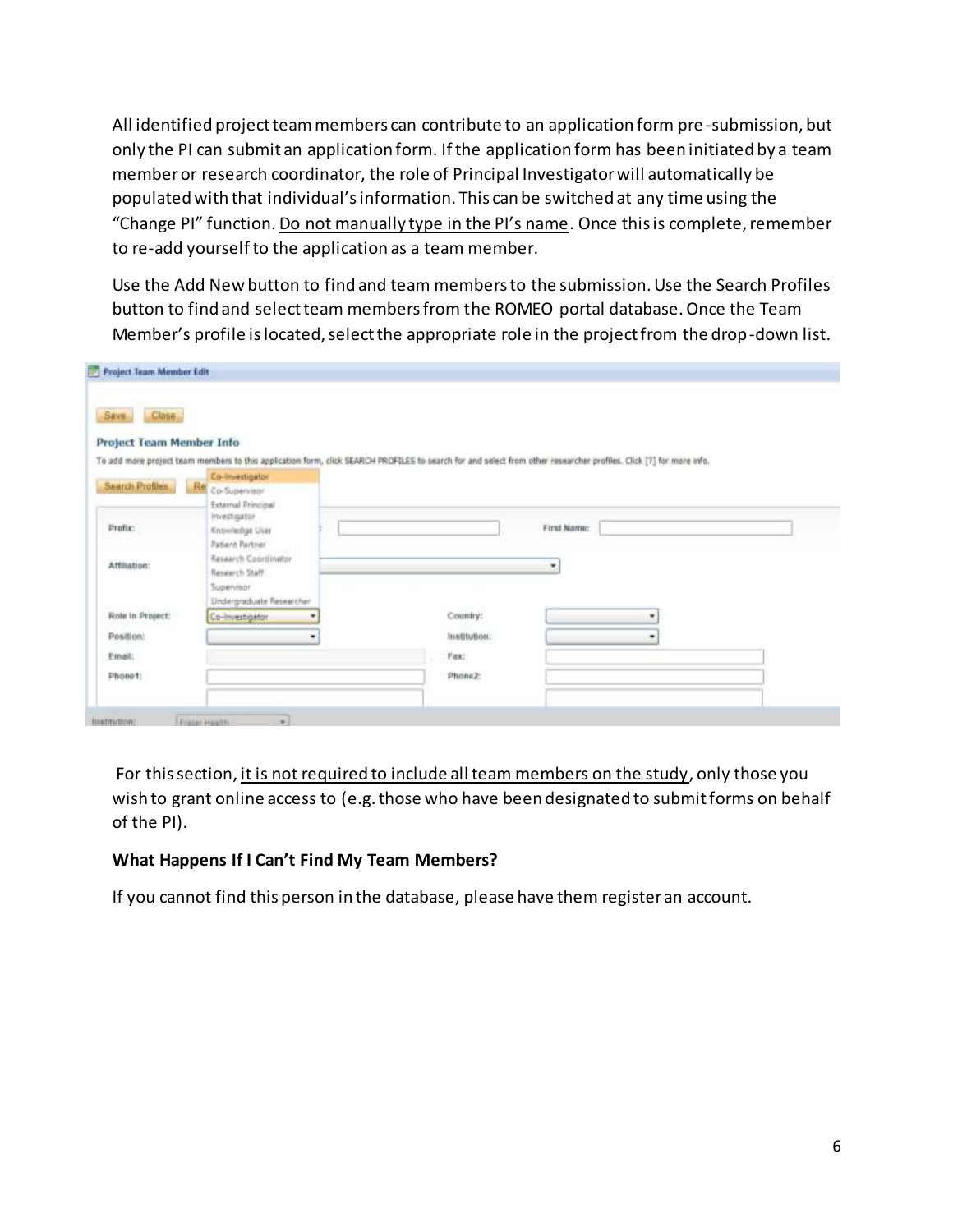All identified project team members can contribute to an application form pre-submission, but only the PI can submit an application form. If the application form has been initiated by a team member or research coordinator, the role of Principal Investigator will automatically be populated with that individual's information. This can be switched at any time using the "Change PI" function. Do not manually type in the PI's name. Once this is complete, remember to re-add yourself to the application as a team member.

Use the Add New button to find and team members to the submission. Use the Search Profiles button to find and select team members from the ROMEO portal database. Once the Team Member's profile is located, select the appropriate role in the project from the drop-down list.

For this section, it is not required to include all team members on the study, only those you wish to grant online access to (e.g. those who have been designated to submit forms on behalf of the PI).

**What Happens If I Can't Find My Team Members?**

If you cannot find this person in the database, please have them register an account.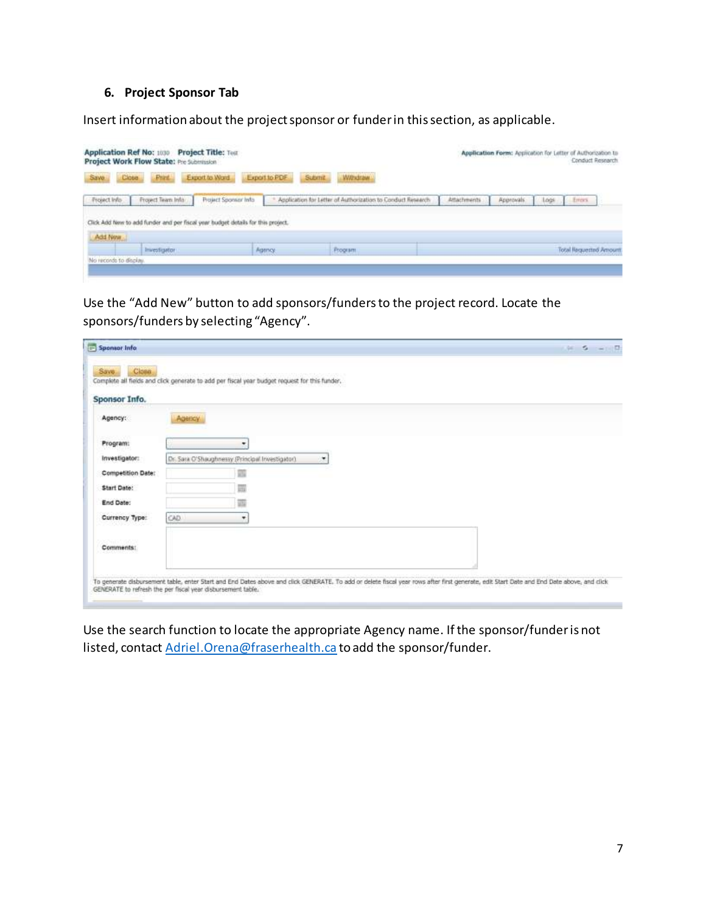## 6. Project Sponsor Tab

Insert information about the project sponsor or funder in this section, as applicable.

Use the "Add New" button to add sponsors/funders to the project record. Locate the sponsors/funders by selecting "Agency".

Use the search function to locate the appropriate Agency name. If the sponsor/funder is not listed, contact [Adriel.Orena@fraserhealth.ca](mailto:Adriel.Orena@fraserhealth.ca) to add the sponsor/funder.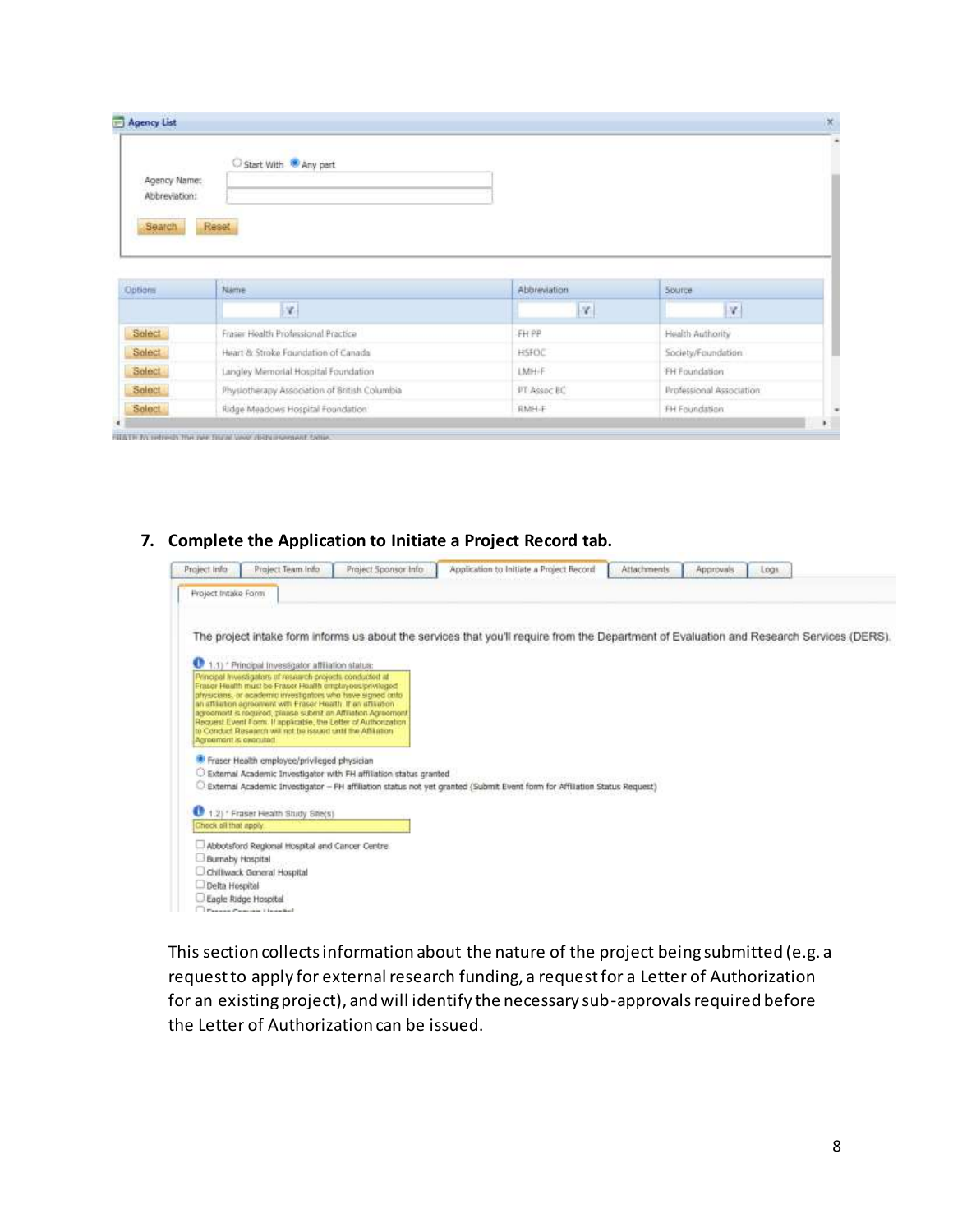**Agency List**

○ Start With ◉ Any part

Agency Name:

Abbreviation:

Search Reset

| Options | Name | Abbreviation | Source |
|---|---|---|---|
| Select | Fraser Health Professional Practice | FH PP | Health Authority |
| Select | Heart & Stroke Foundation of Canada | HSFOC | Society/Foundation |
| Select | Langley Memorial Hospital Foundation | LMH-F | FH Foundation |
| Select | Physiotherapy Association of British Columbia | PT Assoc BC | Professional Association |
| Select | Ridge Meadows Hospital Foundation | RMH-F | FH Foundation |

7. **Complete the Application to Initiate a Project Record tab.**

Project Info | Project Team Info | Project Sponsor Info | Application to Initiate a Project Record | Attachments | Approvals | Logs

Project Intake Form

The project intake form informs us about the services that you'll require from the Department of Evaluation and Research Services (DERS).

1.1) * Principal Investigator affiliation status:

Principal Investigators of research projects conducted at Fraser Health must be Fraser Health employees/privileged physicians, or academic investigators who have signed onto an affiliation agreement with Fraser Health. If an affiliation agreement is required, please submit an Affiliation Agreement Request Event Form. If applicable, the Letter of Authorization to Conduct Research will not be issued until the Affiliation Agreement is executed.

◉ Fraser Health employee/privileged physician
○ External Academic Investigator with FH affiliation status granted
○ External Academic Investigator – FH affiliation status not yet granted (Submit Event form for Affiliation Status Request)

1.2) * Fraser Health Study Site(s)

Check all that apply

☐ Abbotsford Regional Hospital and Cancer Centre
☐ Burnaby Hospital
☐ Chilliwack General Hospital
☐ Delta Hospital
☐ Eagle Ridge Hospital

This section collects information about the nature of the project being submitted (e.g. a request to apply for external research funding, a request for a Letter of Authorization for an existing project), and will identify the necessary sub-approvals required before the Letter of Authorization can be issued.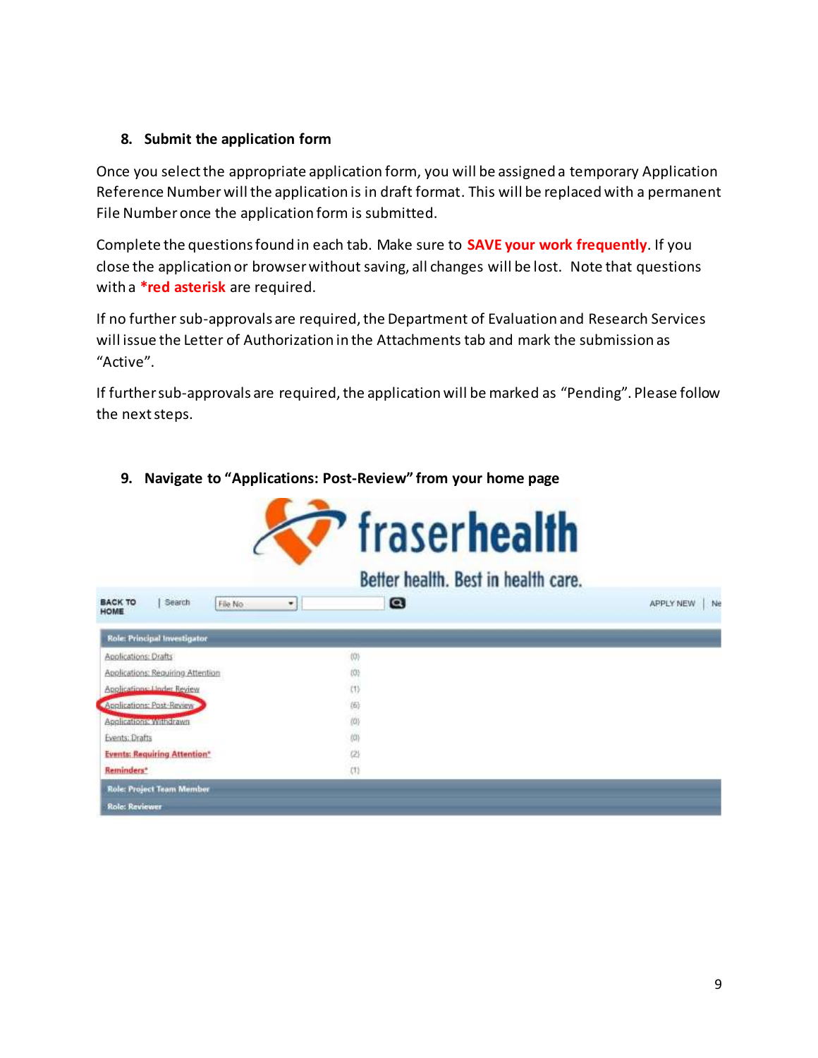## 8. Submit the application form

Once you select the appropriate application form, you will be assigned a temporary Application Reference Number will the application is in draft format. This will be replaced with a permanent File Number once the application form is submitted.

Complete the questions found in each tab. Make sure to **SAVE your work frequently**. If you close the application or browser without saving, all changes will be lost. Note that questions with a **\*red asterisk** are required.

If no further sub-approvals are required, the Department of Evaluation and Research Services will issue the Letter of Authorization in the Attachments tab and mark the submission as "Active".

If further sub-approvals are required, the application will be marked as "Pending". Please follow the next steps.

## 9. Navigate to "Applications: Post-Review" from your home page

fraserhealth

Better health. Best in health care.

BACK TO HOME | Search | File No | APPLY NEW | Ne

| Role: Principal Investigator | |
|---|---|
| Applications: Drafts | (0) |
| Applications: Requiring Attention | (0) |
| Applications: Under Review | (1) |
| Applications: Post-Review | (6) |
| Applications: Withdrawn | (0) |
| Events: Drafts | (0) |
| Events: Requiring Attention* | (2) |
| Reminders* | (1) |
| Role: Project Team Member | |
| Role: Reviewer | |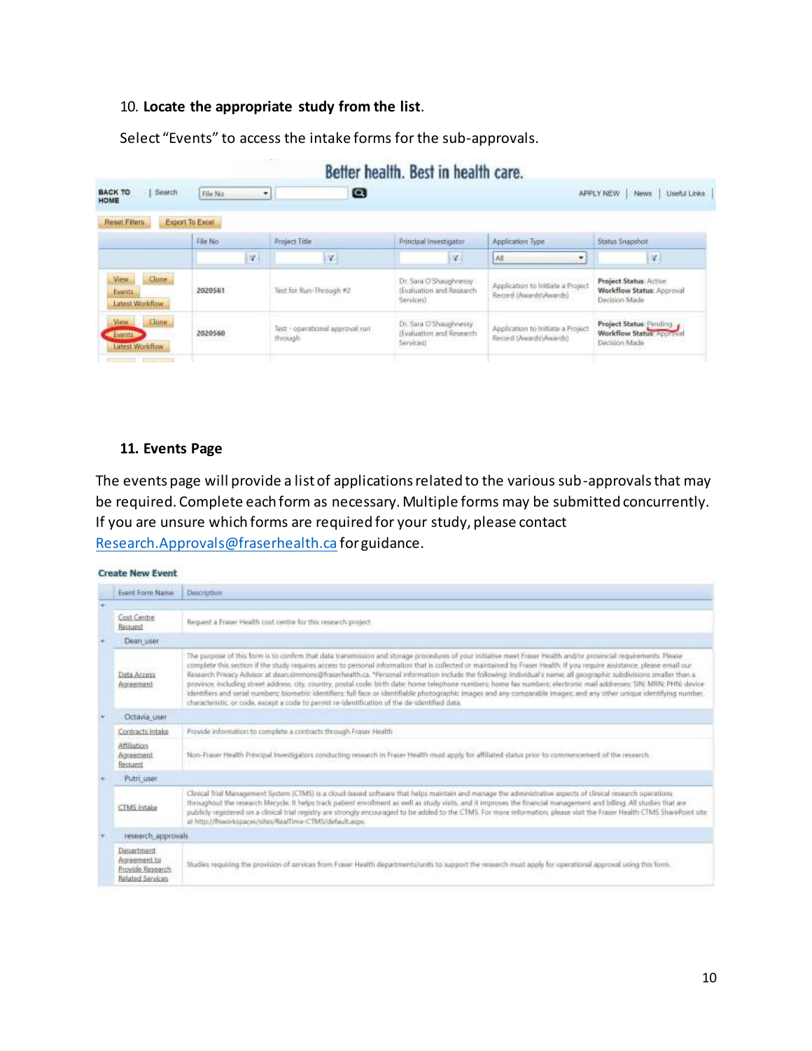10. **Locate the appropriate study from the list**.

Select "Events" to access the intake forms for the sub-approvals.

Better health. Best in health care.

| | File No | Project Title | Principal Investigator | Application Type | Status Snapshot |
|---|---|---|---|---|---|
| View Clone Events Latest Workflow | 2020561 | Test for Run-Through #2 | Dr. Sara O'Shaughnessy (Evaluation and Research Services) | Application to Initiate a Project Record (Awards\Awards) | **Project Status**: Active **Workflow Status**: Approval Decision Made |
| View Clone Events Latest Workflow | 2020560 | Test - operational approval run through | Dr. Sara O'Shaughnessy (Evaluation and Research Services) | Application to Initiate a Project Record (Awards\Awards) | **Project Status**: Pending **Workflow Status**: Approval Decision Made |

11. **Events Page**

The events page will provide a list of applications related to the various sub-approvals that may be required. Complete each form as necessary. Multiple forms may be submitted concurrently. If you are unsure which forms are required for your study, please contact Research.Approvals@fraserhealth.ca for guidance.

**Create New Event**

| Event Form Name | Description |
|---|---|
| Cost Centre Request | Request a Fraser Health cost centre for this research project |
| **Dean_user** | |
| Data Access Agreement | The purpose of this form is to confirm that data transmission and storage procedures of your initiative meet Fraser Health and/or provincial requirements. Please complete this section if the study requires access to personal information that is collected or maintained by Fraser Health. If you require assistance, please email our Research Privacy Advisor at dean.simmons@fraserhealth.ca. *Personal information include the following: Individual's name; all geographic subdivisions smaller than a province, including street address, city, country, postal code; birth date; home telephone numbers; home fax numbers; electronic mail addresses; SIN; MRN; PHN; device identifiers and serial numbers; biometric identifiers; full face or identifiable photographic images and any comparable images; and any other unique identifying number, characteristic, or code, except a code to permit re-identification of the de-identified data. |
| **Octavia_user** | |
| Contracts Intake | Provide information to complete a contracts through Fraser Health |
| Affiliation Agreement Request | Non-Fraser Health Principal Investigators conducting research in Fraser Health must apply for affiliated status prior to commencement of the research |
| **Putri_user** | |
| CTMS Intake | Clinical Trial Management System (CTMS) is a cloud-based software that helps maintain and manage the administrative aspects of clinical research operations throughout the research lifecycle. It helps track patient enrollment as well as study visits, and it improves the financial management and billing. All studies that are publicly registered on a clinical trial registry are strongly encouraged to be added to the CTMS. For more information, please visit the Fraser Health CTMS SharePoint site at http://fhworkspaces/sites/RealTime-CTMS/default.aspx. |
| **research_approvals** | |
| Department Agreement to Provide Research Related Services | Studies requiring the provision of services from Fraser Health departments/units to support the research must apply for operational approval using this form. |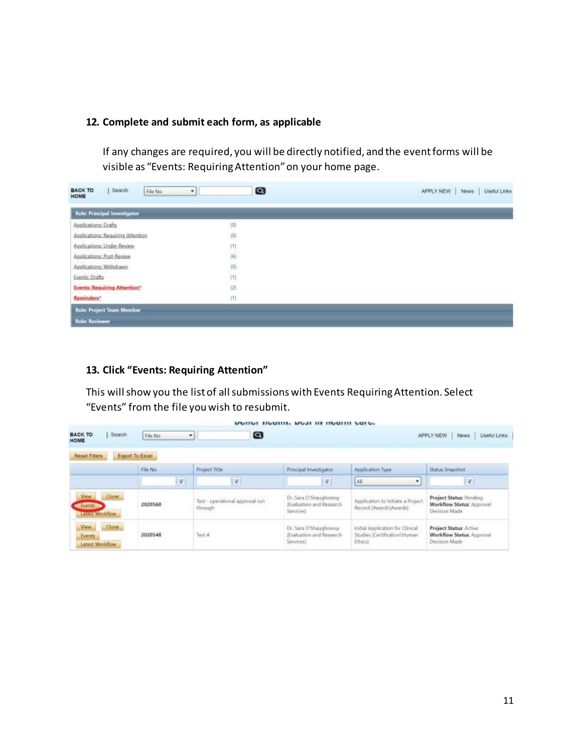### 12. Complete and submit each form, as applicable

If any changes are required, you will be directly notified, and the event forms will be visible as "Events: Requiring Attention" on your home page.

| BACK TO HOME \| Search | File No | | APPLY NEW \| News \| Useful Links |
|---|---|---|---|
| **Role: Principal Investigator** | | | |
| Applications: Drafts | (0) | | |
| Applications: Requiring Attention | (0) | | |
| Applications: Under Review | (1) | | |
| Applications: Post-Review | (6) | | |
| Applications: Withdrawn | (0) | | |
| Events: Drafts | (1) | | |
| **Events: Requiring Attention*** | (2) | | |
| **Reminders*** | (1) | | |
| **Role: Project Team Member** | | | |
| **Role: Reviewer** | | | |

### 13. Click "Events: Requiring Attention"

This will show you the list of all submissions with Events Requiring Attention. Select "Events" from the file you wish to resubmit.

| | File No | Project Title | Principal Investigator | Application Type | Status Snapshot |
|---|---|---|---|---|---|
| View Clone Events Latest Workflow | 2020560 | Test - operational approval run through | Dr. Sara O'Shaughnessy (Evaluation and Research Services) | Application to Initiate a Project Record (Awards\Awards) | **Project Status:** Pending **Workflow Status:** Approval Decision Made |
| View Clone Events Latest Workflow | 2020548 | Test 4 | Dr. Sara O'Shaughnessy (Evaluation and Research Services) | Initial Application for Clinical Studies (Certification\Human Ethics) | **Project Status:** Active **Workflow Status:** Approval Decision Made |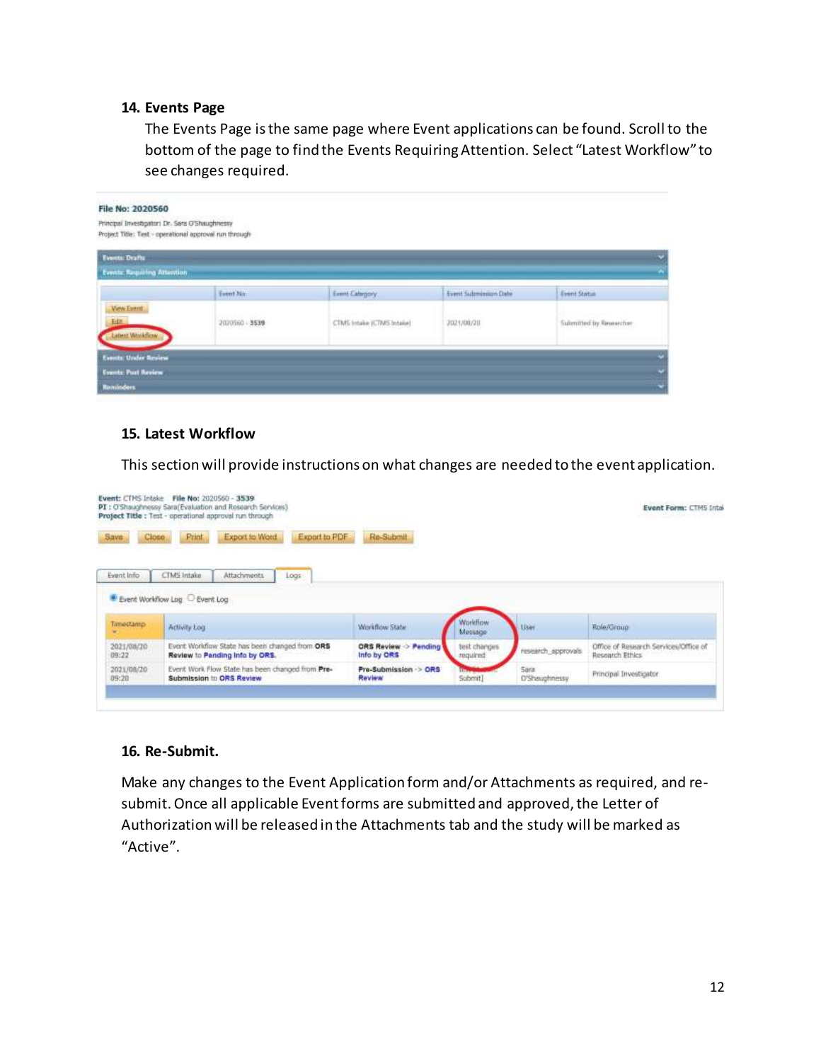### 14. Events Page

The Events Page is the same page where Event applications can be found. Scroll to the bottom of the page to find the Events Requiring Attention. Select "Latest Workflow" to see changes required.

### 15. Latest Workflow

This section will provide instructions on what changes are needed to the event application.

### 16. Re-Submit.

Make any changes to the Event Application form and/or Attachments as required, and re-submit. Once all applicable Event forms are submitted and approved, the Letter of Authorization will be released in the Attachments tab and the study will be marked as "Active".